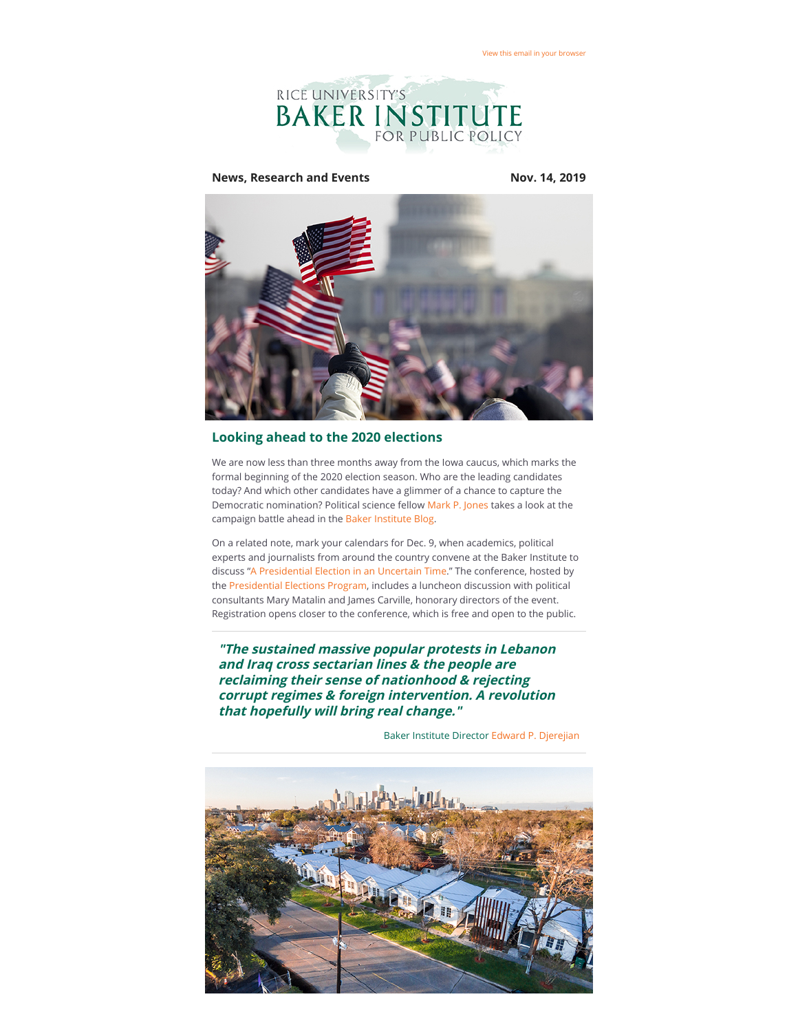View this email in your browser

RICE UNIVERSITY'S BAKER INSTITUTE FOR PUBLIC POLICY

**News, Research and Events** **Nov. 14, 2019**

## Looking ahead to the 2020 elections

We are now less than three months away from the Iowa caucus, which marks the formal beginning of the 2020 election season. Who are the leading candidates today? And which other candidates have a glimmer of a chance to capture the Democratic nomination? Political science fellow Mark P. Jones takes a look at the campaign battle ahead in the Baker Institute Blog.

On a related note, mark your calendars for Dec. 9, when academics, political experts and journalists from around the country convene at the Baker Institute to discuss "A Presidential Election in an Uncertain Time." The conference, hosted by the Presidential Elections Program, includes a luncheon discussion with political consultants Mary Matalin and James Carville, honorary directors of the event. Registration opens closer to the conference, which is free and open to the public.

---

***"The sustained massive popular protests in Lebanon and Iraq cross sectarian lines & the people are reclaiming their sense of nationhood & rejecting corrupt regimes & foreign intervention. A revolution that hopefully will bring real change."***

Baker Institute Director Edward P. Djerejian

---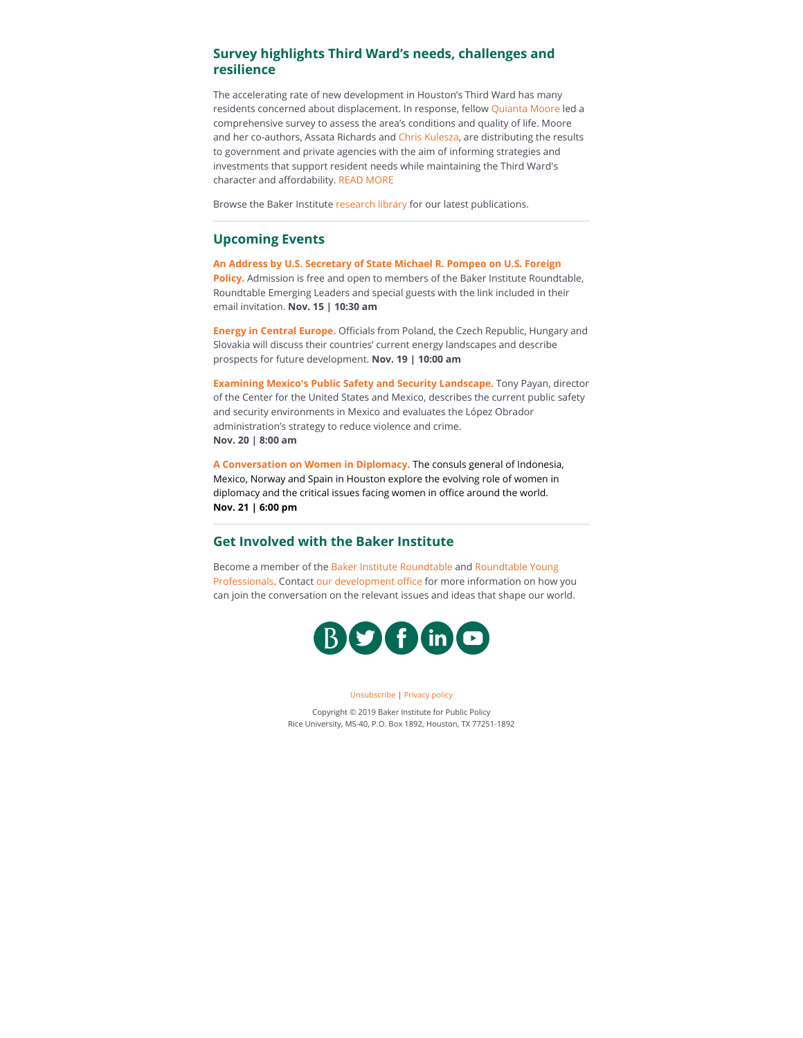## Survey highlights Third Ward's needs, challenges and resilience

The accelerating rate of new development in Houston's Third Ward has many residents concerned about displacement. In response, fellow Quianta Moore led a comprehensive survey to assess the area's conditions and quality of life. Moore and her co-authors, Assata Richards and Chris Kulesza, are distributing the results to government and private agencies with the aim of informing strategies and investments that support resident needs while maintaining the Third Ward's character and affordability. READ MORE

Browse the Baker Institute research library for our latest publications.

---

## Upcoming Events

**An Address by U.S. Secretary of State Michael R. Pompeo on U.S. Foreign Policy.** Admission is free and open to members of the Baker Institute Roundtable, Roundtable Emerging Leaders and special guests with the link included in their email invitation. **Nov. 15 | 10:30 am**

**Energy in Central Europe.** Officials from Poland, the Czech Republic, Hungary and Slovakia will discuss their countries' current energy landscapes and describe prospects for future development. **Nov. 19 | 10:00 am**

**Examining Mexico's Public Safety and Security Landscape.** Tony Payan, director of the Center for the United States and Mexico, describes the current public safety and security environments in Mexico and evaluates the López Obrador administration's strategy to reduce violence and crime.
**Nov. 20 | 8:00 am**

**A Conversation on Women in Diplomacy.** The consuls general of Indonesia, Mexico, Norway and Spain in Houston explore the evolving role of women in diplomacy and the critical issues facing women in office around the world.
**Nov. 21 | 6:00 pm**

---

## Get Involved with the Baker Institute

Become a member of the Baker Institute Roundtable and Roundtable Young Professionals. Contact our development office for more information on how you can join the conversation on the relevant issues and ideas that shape our world.

Unsubscribe | Privacy policy

Copyright © 2019 Baker Institute for Public Policy
Rice University, MS-40, P.O. Box 1892, Houston, TX 77251-1892